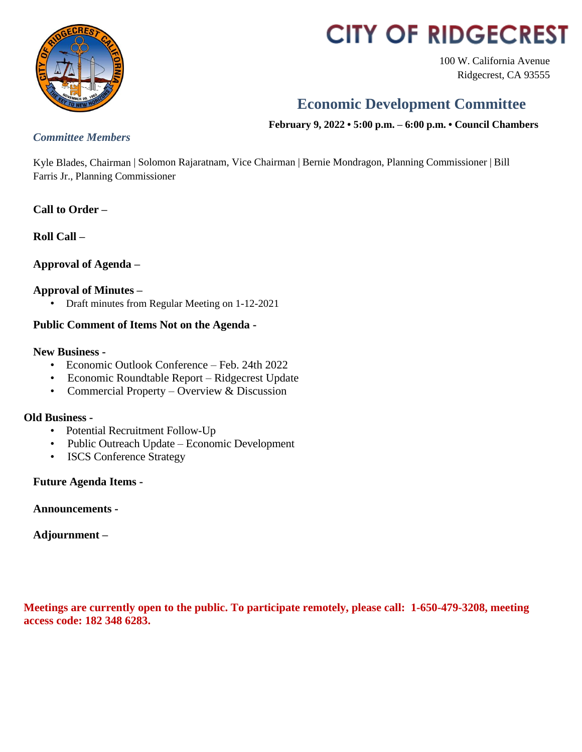# CITY OF RIDGECREST

100 W. California Avenue
Ridgecrest, CA 93555

## Economic Development Committee

**February 9, 2022 • 5:00 p.m. – 6:00 p.m. • Council Chambers**

*Committee Members*

Kyle Blades, Chairman | Solomon Rajaratnam, Vice Chairman | Bernie Mondragon, Planning Commissioner | Bill Farris Jr., Planning Commissioner

**Call to Order –**

**Roll Call –**

**Approval of Agenda –**

**Approval of Minutes –**

- Draft minutes from Regular Meeting on 1-12-2021

**Public Comment of Items Not on the Agenda -**

**New Business -**

- Economic Outlook Conference – Feb. 24th 2022
- Economic Roundtable Report – Ridgecrest Update
- Commercial Property – Overview & Discussion

**Old Business -**

- Potential Recruitment Follow-Up
- Public Outreach Update – Economic Development
- ISCS Conference Strategy

**Future Agenda Items -**

**Announcements -**

**Adjournment –**

**Meetings are currently open to the public. To participate remotely, please call: 1-650-479-3208, meeting access code: 182 348 6283.**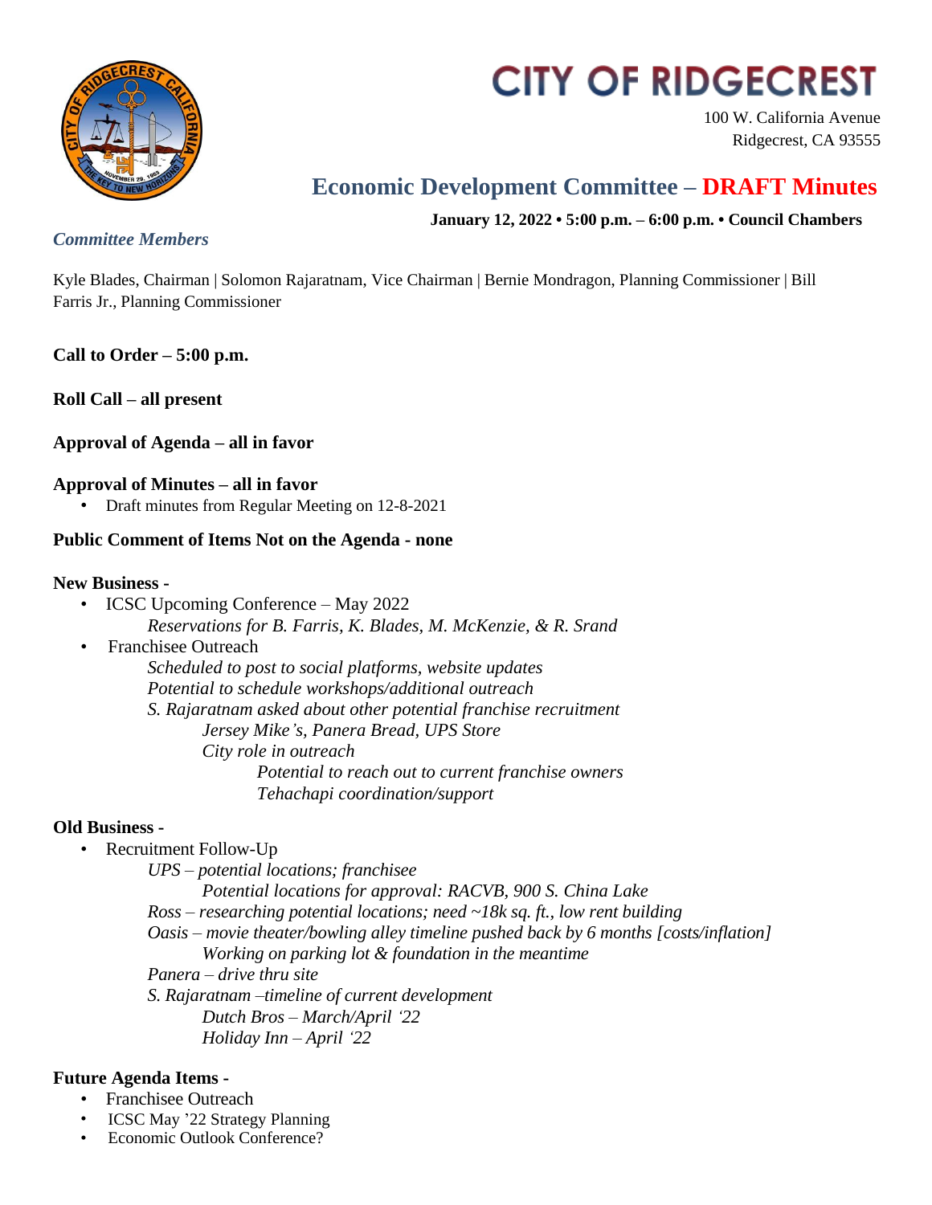# CITY OF RIDGECREST

100 W. California Avenue
Ridgecrest, CA 93555

## Economic Development Committee – DRAFT Minutes

**January 12, 2022 • 5:00 p.m. – 6:00 p.m. • Council Chambers**

*Committee Members*

Kyle Blades, Chairman | Solomon Rajaratnam, Vice Chairman | Bernie Mondragon, Planning Commissioner | Bill Farris Jr., Planning Commissioner

**Call to Order – 5:00 p.m.**

**Roll Call – all present**

**Approval of Agenda – all in favor**

**Approval of Minutes – all in favor**

- Draft minutes from Regular Meeting on 12-8-2021

**Public Comment of Items Not on the Agenda - none**

**New Business -**

- ICSC Upcoming Conference – May 2022
  - *Reservations for B. Farris, K. Blades, M. McKenzie, & R. Srand*
- Franchisee Outreach
  - *Scheduled to post to social platforms, website updates*
  - *Potential to schedule workshops/additional outreach*
  - *S. Rajaratnam asked about other potential franchise recruitment*
    - *Jersey Mike's, Panera Bread, UPS Store*
    - *City role in outreach*
      - *Potential to reach out to current franchise owners*
      - *Tehachapi coordination/support*

**Old Business -**

- Recruitment Follow-Up
  - *UPS – potential locations; franchisee*
    - *Potential locations for approval: RACVB, 900 S. China Lake*
  - *Ross – researching potential locations; need ~18k sq. ft., low rent building*
  - *Oasis – movie theater/bowling alley timeline pushed back by 6 months [costs/inflation]*
    - *Working on parking lot & foundation in the meantime*
  - *Panera – drive thru site*
  - *S. Rajaratnam –timeline of current development*
    - *Dutch Bros – March/April '22*
    - *Holiday Inn – April '22*

**Future Agenda Items -**

- Franchisee Outreach
- ICSC May '22 Strategy Planning
- Economic Outlook Conference?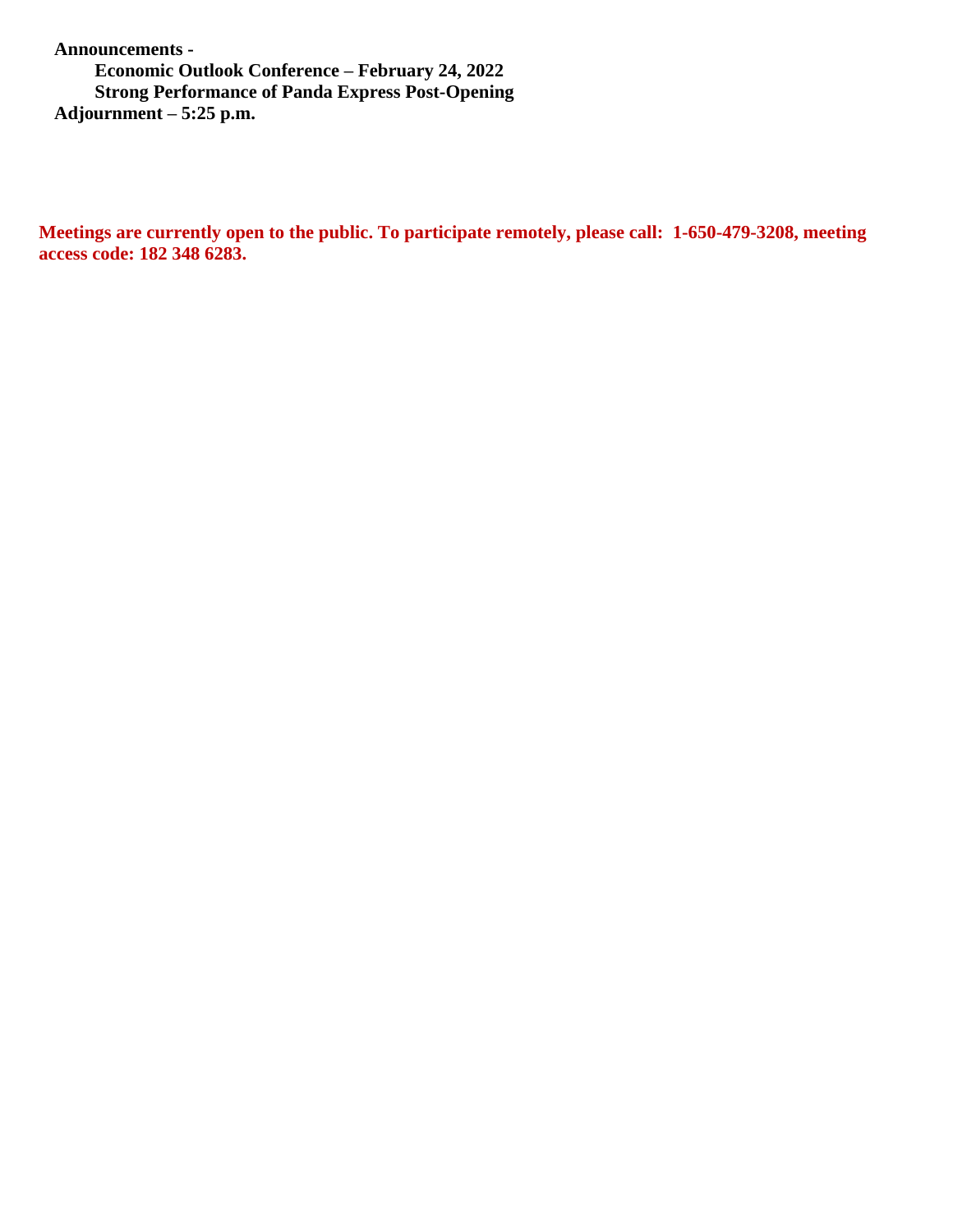**Announcements -**

- **Economic Outlook Conference – February 24, 2022**
- **Strong Performance of Panda Express Post-Opening**

**Adjournment – 5:25 p.m.**

**Meetings are currently open to the public. To participate remotely, please call: 1-650-479-3208, meeting access code: 182 348 6283.**